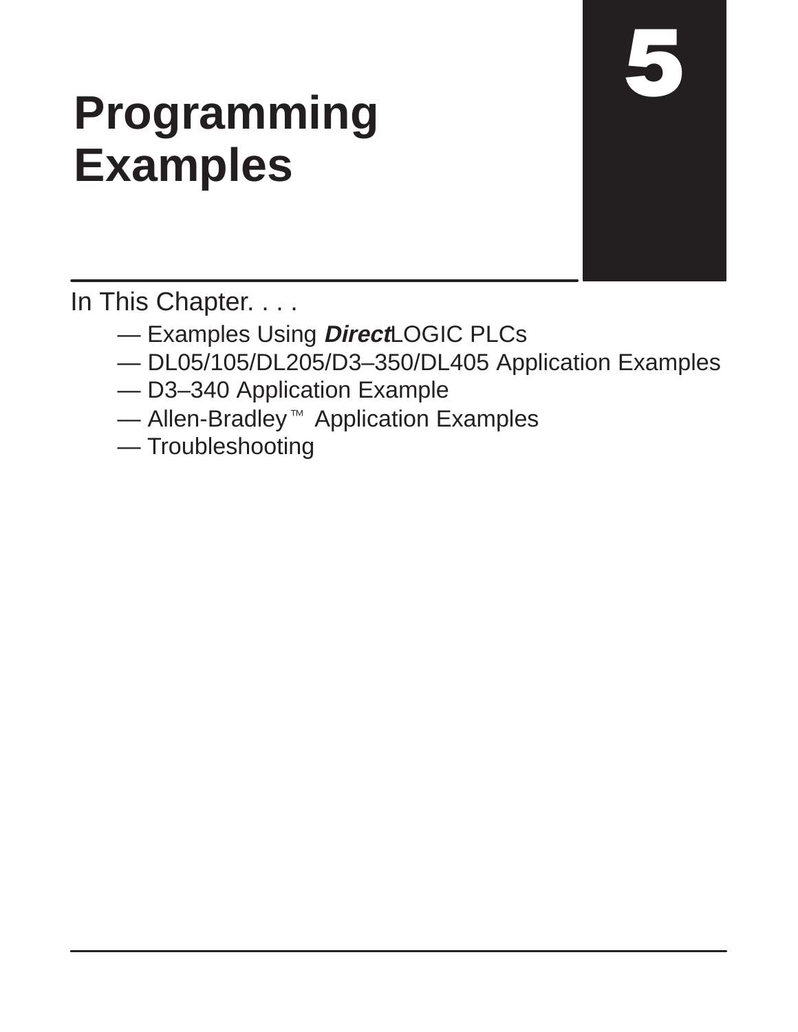# 5

# Programming Examples

In This Chapter. . . .

- — Examples Using ***Direct***LOGIC PLCs
- — DL05/105/DL205/D3–350/DL405 Application Examples
- — D3–340 Application Example
- — Allen-Bradley™ Application Examples
- — Troubleshooting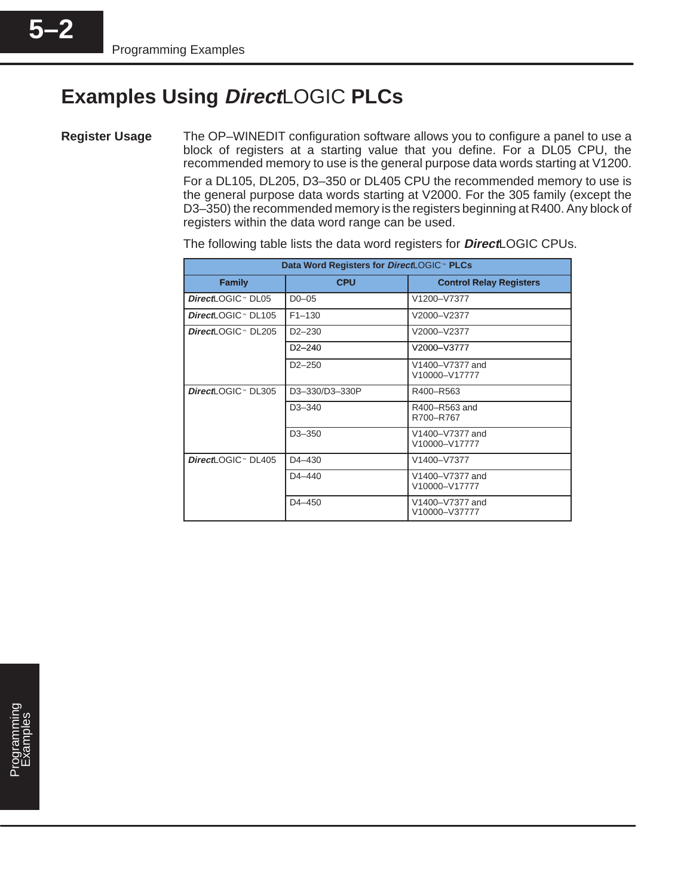# Examples Using *Direct*LOGIC PLCs

**Register Usage**

The OP–WINEDIT configuration software allows you to configure a panel to use a block of registers at a starting value that you define. For a DL05 CPU, the recommended memory to use is the general purpose data words starting at V1200.

For a DL105, DL205, D3–350 or DL405 CPU the recommended memory to use is the general purpose data words starting at V2000. For the 305 family (except the D3–350) the recommended memory is the registers beginning at R400. Any block of registers within the data word range can be used.

The following table lists the data word registers for ***Direct***LOGIC CPUs.

| Data Word Registers for *Direct*LOGIC™ PLCs | | |
|---|---|---|
| **Family** | **CPU** | **Control Relay Registers** |
| ***Direct***LOGIC™ DL05 | D0–05 | V1200–V7377 |
| ***Direct***LOGIC™ DL105 | F1–130 | V2000–V2377 |
| ***Direct***LOGIC™ DL205 | D2–230 | V2000–V2377 |
| | D2–240 | V2000–V3777 |
| | D2–250 | V1400–V7377 and V10000–V17777 |
| ***Direct***LOGIC™ DL305 | D3–330/D3–330P | R400–R563 |
| | D3–340 | R400–R563 and R700–R767 |
| | D3–350 | V1400–V7377 and V10000–V17777 |
| ***Direct***LOGIC™ DL405 | D4–430 | V1400–V7377 |
| | D4–440 | V1400–V7377 and V10000–V17777 |
| | D4–450 | V1400–V7377 and V10000–V37777 |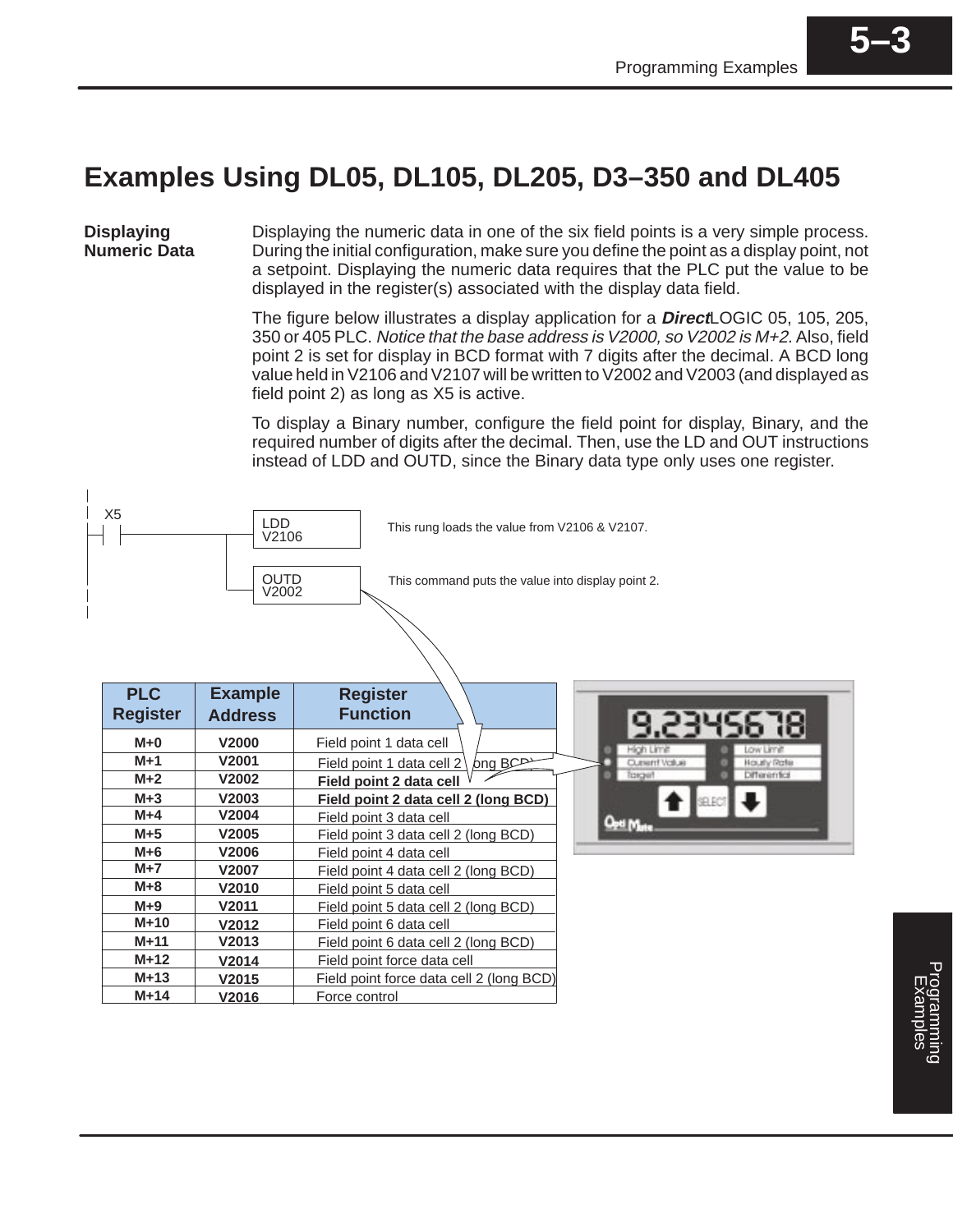# Examples Using DL05, DL105, DL205, D3–350 and DL405

**Displaying Numeric Data**

Displaying the numeric data in one of the six field points is a very simple process. During the initial configuration, make sure you define the point as a display point, not a setpoint. Displaying the numeric data requires that the PLC put the value to be displayed in the register(s) associated with the display data field.

The figure below illustrates a display application for a ***Direct***LOGIC 05, 105, 205, 350 or 405 PLC. *Notice that the base address is V2000, so V2002 is M+2.* Also, field point 2 is set for display in BCD format with 7 digits after the decimal. A BCD long value held in V2106 and V2107 will be written to V2002 and V2003 (and displayed as field point 2) as long as X5 is active.

To display a Binary number, configure the field point for display, Binary, and the required number of digits after the decimal. Then, use the LD and OUT instructions instead of LDD and OUTD, since the Binary data type only uses one register.

```
X5
--| |----+---- LDD V2106     This rung loads the value from V2106 & V2107.
         |
         +---- OUTD V2002    This command puts the value into display point 2.
```

| PLC Register | Example Address | Register Function |
|---|---|---|
| M+0 | V2000 | Field point 1 data cell |
| M+1 | V2001 | Field point 1 data cell 2 (long BCD) |
| M+2 | V2002 | **Field point 2 data cell** |
| M+3 | V2003 | **Field point 2 data cell 2 (long BCD)** |
| M+4 | V2004 | Field point 3 data cell |
| M+5 | V2005 | Field point 3 data cell 2 (long BCD) |
| M+6 | V2006 | Field point 4 data cell |
| M+7 | V2007 | Field point 4 data cell 2 (long BCD) |
| M+8 | V2010 | Field point 5 data cell |
| M+9 | V2011 | Field point 5 data cell 2 (long BCD) |
| M+10 | V2012 | Field point 6 data cell |
| M+11 | V2013 | Field point 6 data cell 2 (long BCD) |
| M+12 | V2014 | Field point force data cell |
| M+13 | V2015 | Field point force data cell 2 (long BCD) |
| M+14 | V2016 | Force control |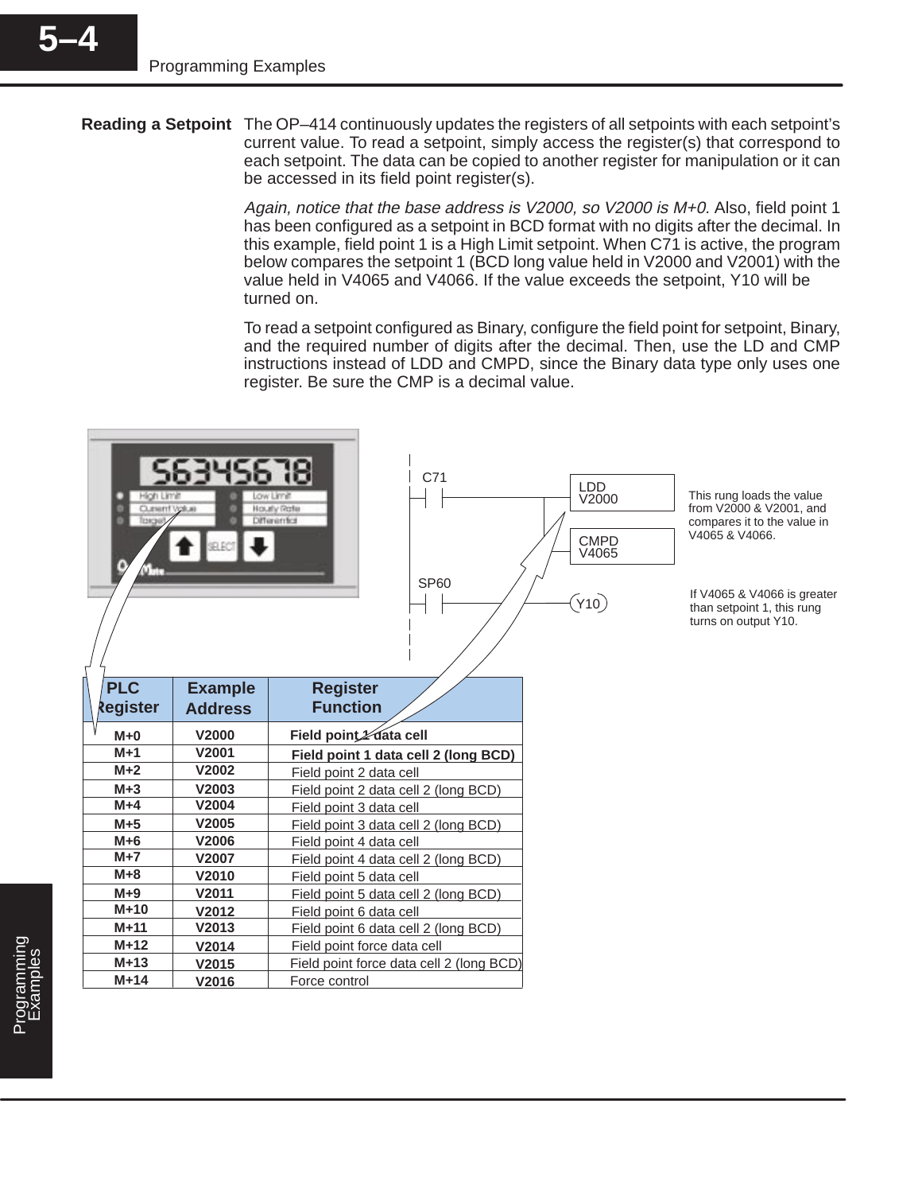## Reading a Setpoint

The OP–414 continuously updates the registers of all setpoints with each setpoint's current value. To read a setpoint, simply access the register(s) that correspond to each setpoint. The data can be copied to another register for manipulation or it can be accessed in its field point register(s).

*Again, notice that the base address is V2000, so V2000 is M+0.* Also, field point 1 has been configured as a setpoint in BCD format with no digits after the decimal. In this example, field point 1 is a High Limit setpoint. When C71 is active, the program below compares the setpoint 1 (BCD long value held in V2000 and V2001) with the value held in V4065 and V4066. If the value exceeds the setpoint, Y10 will be turned on.

To read a setpoint configured as Binary, configure the field point for setpoint, Binary, and the required number of digits after the decimal. Then, use the LD and CMP instructions instead of LDD and CMPD, since the Binary data type only uses one register. Be sure the CMP is a decimal value.

C71 — LDD V2000, CMPD V4065

This rung loads the value from V2000 & V2001, and compares it to the value in V4065 & V4066.

SP60 — Y10

If V4065 & V4066 is greater than setpoint 1, this rung turns on output Y10.

| PLC Register | Example Address | Register Function |
|---|---|---|
| M+0 | V2000 | **Field point 1 data cell** |
| M+1 | V2001 | **Field point 1 data cell 2 (long BCD)** |
| M+2 | V2002 | Field point 2 data cell |
| M+3 | V2003 | Field point 2 data cell 2 (long BCD) |
| M+4 | V2004 | Field point 3 data cell |
| M+5 | V2005 | Field point 3 data cell 2 (long BCD) |
| M+6 | V2006 | Field point 4 data cell |
| M+7 | V2007 | Field point 4 data cell 2 (long BCD) |
| M+8 | V2010 | Field point 5 data cell |
| M+9 | V2011 | Field point 5 data cell 2 (long BCD) |
| M+10 | V2012 | Field point 6 data cell |
| M+11 | V2013 | Field point 6 data cell 2 (long BCD) |
| M+12 | V2014 | Field point force data cell |
| M+13 | V2015 | Field point force data cell 2 (long BCD) |
| M+14 | V2016 | Force control |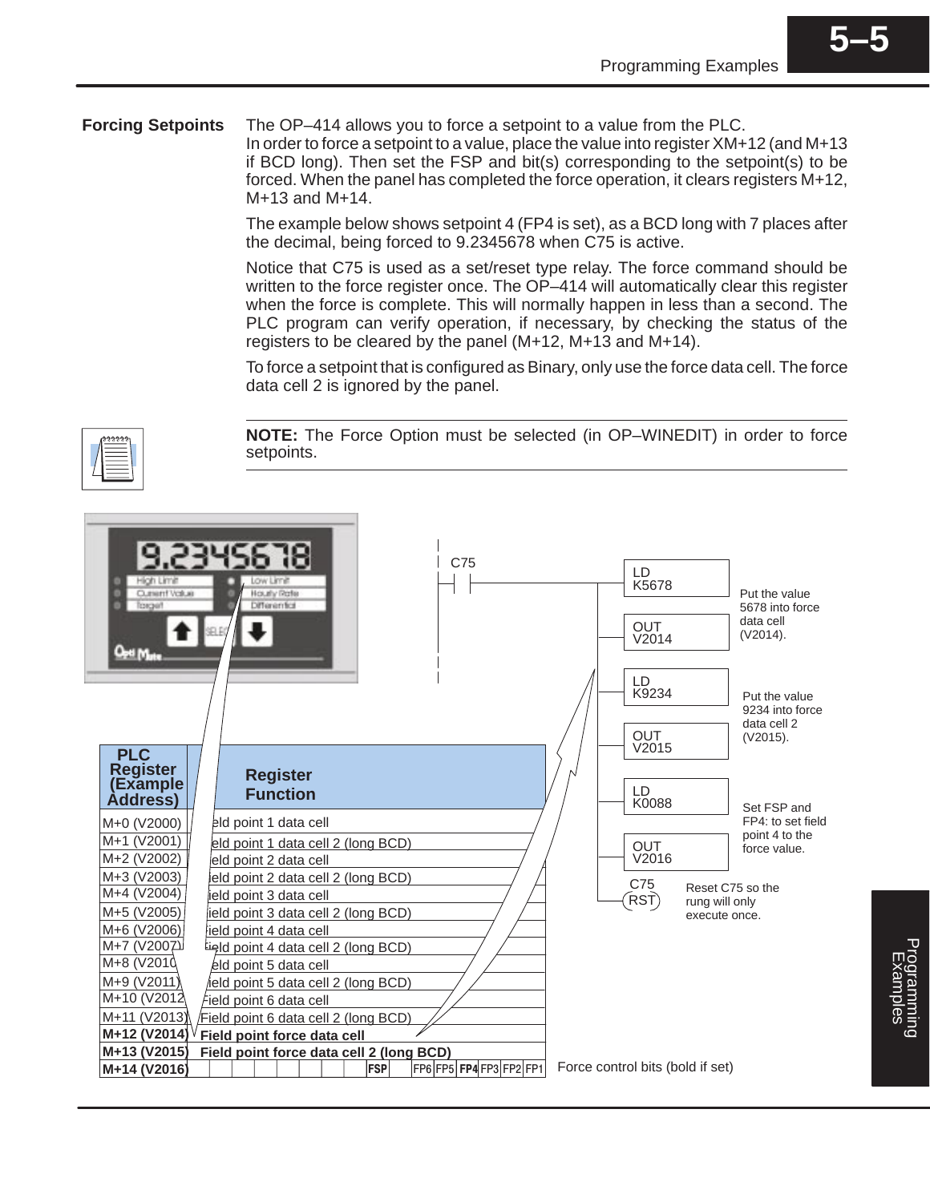## Forcing Setpoints

The OP–414 allows you to force a setpoint to a value from the PLC.
In order to force a setpoint to a value, place the value into register XM+12 (and M+13 if BCD long). Then set the FSP and bit(s) corresponding to the setpoint(s) to be forced. When the panel has completed the force operation, it clears registers M+12, M+13 and M+14.

The example below shows setpoint 4 (FP4 is set), as a BCD long with 7 places after the decimal, being forced to 9.2345678 when C75 is active.

Notice that C75 is used as a set/reset type relay. The force command should be written to the force register once. The OP–414 will automatically clear this register when the force is complete. This will normally happen in less than a second. The PLC program can verify operation, if necessary, by checking the status of the registers to be cleared by the panel (M+12, M+13 and M+14).

To force a setpoint that is configured as Binary, only use the force data cell. The force data cell 2 is ignored by the panel.

**NOTE:** The Force Option must be selected (in OP–WINEDIT) in order to force setpoints.

| PLC Register (Example Address) | Register Function |
|---|---|
| M+0 (V2000) | Field point 1 data cell |
| M+1 (V2001) | Field point 1 data cell 2 (long BCD) |
| M+2 (V2002) | Field point 2 data cell |
| M+3 (V2003) | Field point 2 data cell 2 (long BCD) |
| M+4 (V2004) | Field point 3 data cell |
| M+5 (V2005) | Field point 3 data cell 2 (long BCD) |
| M+6 (V2006) | Field point 4 data cell |
| M+7 (V2007) | Field point 4 data cell 2 (long BCD) |
| M+8 (V2010) | Field point 5 data cell |
| M+9 (V2011) | Field point 5 data cell 2 (long BCD) |
| M+10 (V2012) | Field point 6 data cell |
| M+11 (V2013) | Field point 6 data cell 2 (long BCD) |
| **M+12 (V2014)** | **Field point force data cell** |
| **M+13 (V2015)** | **Field point force data cell 2 (long BCD)** |
| **M+14 (V2016)** | **FSP** FP6 FP5 **FP4** FP3 FP2 FP1 |

Force control bits (bold if set)

Ladder program (C75):

```
C75
--| |--+-- LD  K5678    Put the value 5678 into force data cell (V2014).
       +-- OUT V2014
       +-- LD  K9234    Put the value 9234 into force data cell 2 (V2015).
       +-- OUT V2015
       +-- LD  K0088    Set FSP and FP4: to set field point 4 to the force value.
       +-- OUT V2016
       +-- C75 (RST)    Reset C75 so the rung will only execute once.
```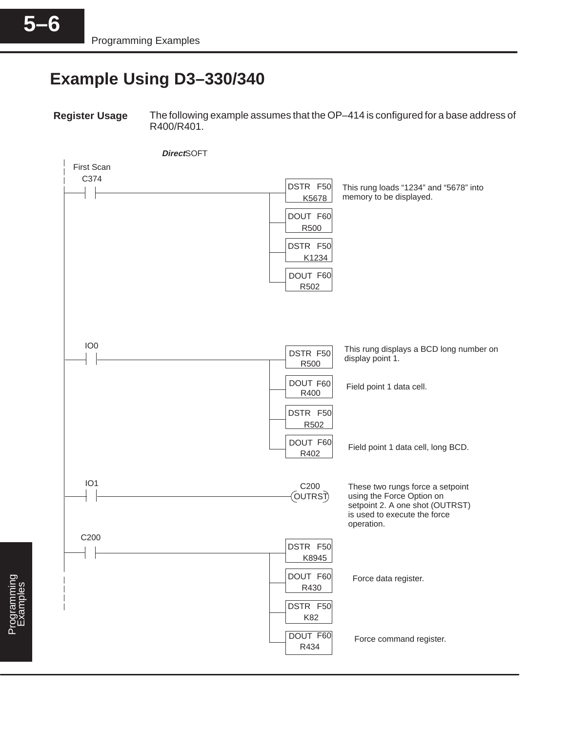# Example Using D3–330/340

**Register Usage**

The following example assumes that the OP–414 is configured for a base address of R400/R401.

*Direct*SOFT

```
First Scan
C374
--| |------------------------+-- DSTR F50  K5678   This rung loads "1234" and "5678" into
                             |                    memory to be displayed.
                             +-- DOUT F60  R500
                             +-- DSTR F50  K1234
                             +-- DOUT F60  R502

IO0
--| |------------------------+-- DSTR F50  R500    This rung displays a BCD long number on
                             |                    display point 1.
                             +-- DOUT F60  R400    Field point 1 data cell.
                             +-- DSTR F50  R502
                             +-- DOUT F60  R402    Field point 1 data cell, long BCD.

IO1                               C200
--| |---------------------------(OUTRST)          These two rungs force a setpoint
                                                  using the Force Option on
                                                  setpoint 2. A one shot (OUTRST)
                                                  is used to execute the force
                                                  operation.
C200
--| |------------------------+-- DSTR F50  K8945
                             +-- DOUT F60  R430    Force data register.
                             +-- DSTR F50  K82
                             +-- DOUT F60  R434    Force command register.
```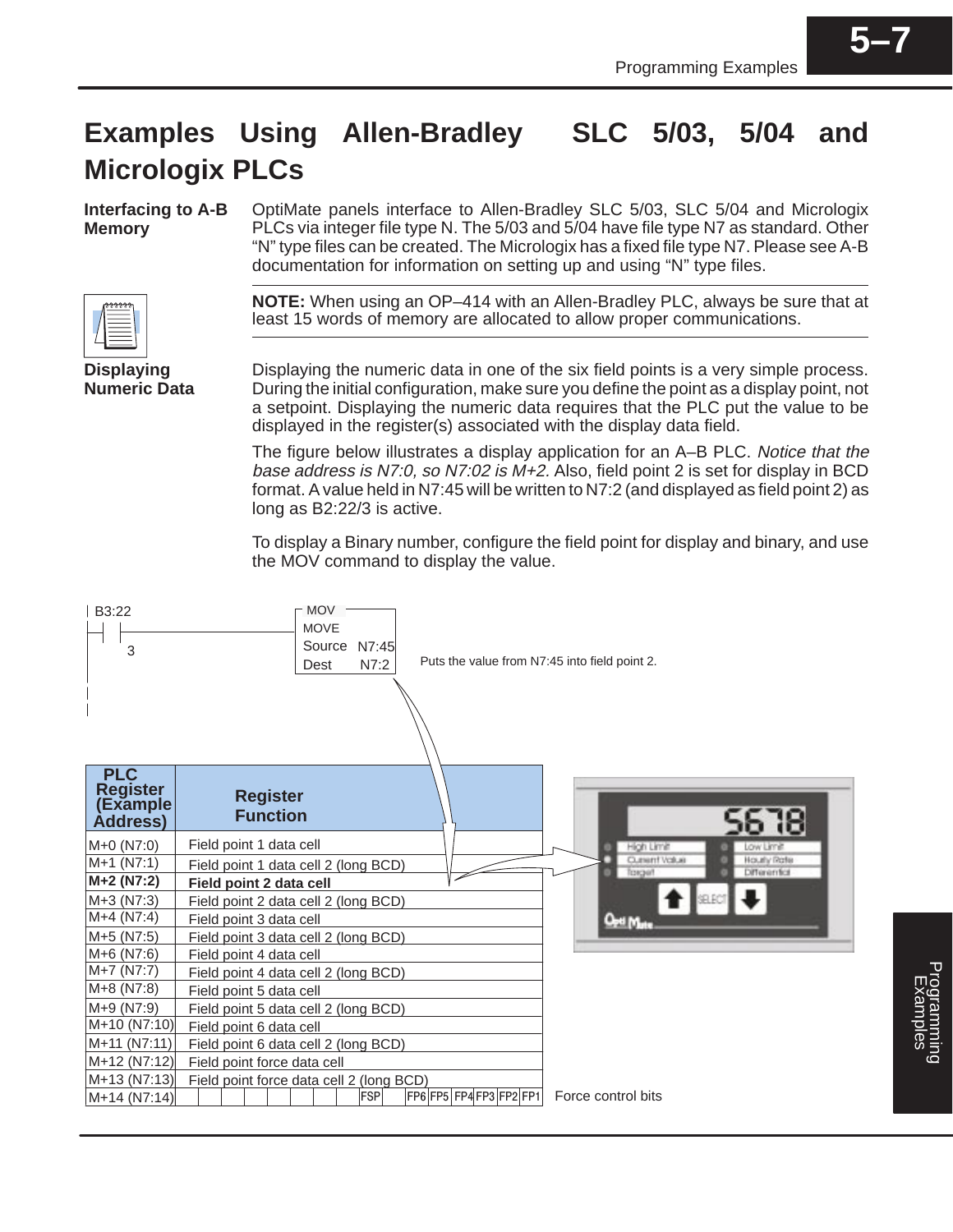# Examples Using Allen-Bradley SLC 5/03, 5/04 and Micrologix PLCs

**Interfacing to A-B Memory**

OptiMate panels interface to Allen-Bradley SLC 5/03, SLC 5/04 and Micrologix PLCs via integer file type N. The 5/03 and 5/04 have file type N7 as standard. Other "N" type files can be created. The Micrologix has a fixed file type N7. Please see A-B documentation for information on setting up and using "N" type files.

**NOTE:** When using an OP–414 with an Allen-Bradley PLC, always be sure that at least 15 words of memory are allocated to allow proper communications.

**Displaying Numeric Data**

Displaying the numeric data in one of the six field points is a very simple process. During the initial configuration, make sure you define the point as a display point, not a setpoint. Displaying the numeric data requires that the PLC put the value to be displayed in the register(s) associated with the display data field.

The figure below illustrates a display application for an A–B PLC. *Notice that the base address is N7:0, so N7:02 is M+2.* Also, field point 2 is set for display in BCD format. A value held in N7:45 will be written to N7:2 (and displayed as field point 2) as long as B2:22/3 is active.

To display a Binary number, configure the field point for display and binary, and use the MOV command to display the value.

```
B3:22                         MOV
--| |------------------------ MOVE
   3                          Source  N7:45
                              Dest    N7:2
```

Puts the value from N7:45 into field point 2.

| PLC Register (Example Address) | Register Function |
|---|---|
| M+0 (N7:0) | Field point 1 data cell |
| M+1 (N7:1) | Field point 1 data cell 2 (long BCD) |
| **M+2 (N7:2)** | **Field point 2 data cell** |
| M+3 (N7:3) | Field point 2 data cell 2 (long BCD) |
| M+4 (N7:4) | Field point 3 data cell |
| M+5 (N7:5) | Field point 3 data cell 2 (long BCD) |
| M+6 (N7:6) | Field point 4 data cell |
| M+7 (N7:7) | Field point 4 data cell 2 (long BCD) |
| M+8 (N7:8) | Field point 5 data cell |
| M+9 (N7:9) | Field point 5 data cell 2 (long BCD) |
| M+10 (N7:10) | Field point 6 data cell |
| M+11 (N7:11) | Field point 6 data cell 2 (long BCD) |
| M+12 (N7:12) | Field point force data cell |
| M+13 (N7:13) | Field point force data cell 2 (long BCD) |
| M+14 (N7:14) | FSP FP6 FP5 FP4 FP3 FP2 FP1 — Force control bits |

5678

High Limit — Low Limit
Current Value — Hourly Rate
Target — Differential

SELECT

OptiMate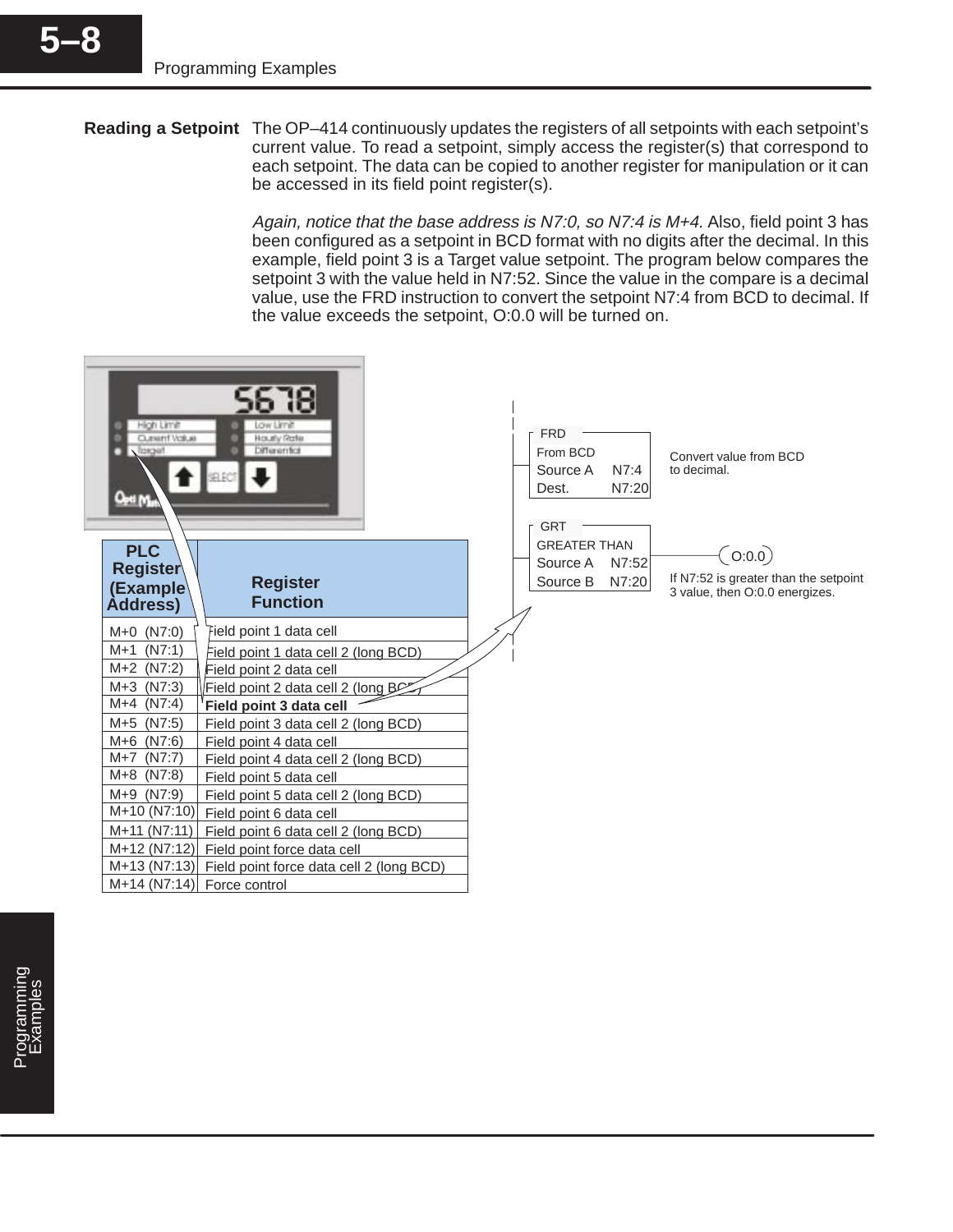## Reading a Setpoint

The OP–414 continuously updates the registers of all setpoints with each setpoint's current value. To read a setpoint, simply access the register(s) that correspond to each setpoint. The data can be copied to another register for manipulation or it can be accessed in its field point register(s).

*Again, notice that the base address is N7:0, so N7:4 is M+4.* Also, field point 3 has been configured as a setpoint in BCD format with no digits after the decimal. In this example, field point 3 is a Target value setpoint. The program below compares the setpoint 3 with the value held in N7:52. Since the value in the compare is a decimal value, use the FRD instruction to convert the setpoint N7:4 from BCD to decimal. If the value exceeds the setpoint, O:0.0 will be turned on.

| PLC Register (Example Address) | Register Function |
|---|---|
| M+0 (N7:0) | Field point 1 data cell |
| M+1 (N7:1) | Field point 1 data cell 2 (long BCD) |
| M+2 (N7:2) | Field point 2 data cell |
| M+3 (N7:3) | Field point 2 data cell 2 (long BCD) |
| M+4 (N7:4) | **Field point 3 data cell** |
| M+5 (N7:5) | Field point 3 data cell 2 (long BCD) |
| M+6 (N7:6) | Field point 4 data cell |
| M+7 (N7:7) | Field point 4 data cell 2 (long BCD) |
| M+8 (N7:8) | Field point 5 data cell |
| M+9 (N7:9) | Field point 5 data cell 2 (long BCD) |
| M+10 (N7:10) | Field point 6 data cell |
| M+11 (N7:11) | Field point 6 data cell 2 (long BCD) |
| M+12 (N7:12) | Field point force data cell |
| M+13 (N7:13) | Field point force data cell 2 (long BCD) |
| M+14 (N7:14) | Force control |

```
FRD
From BCD
Source A   N7:4
Dest.      N7:20        Convert value from BCD to decimal.

GRT
GREATER THAN
Source A   N7:52  ----------( O:0.0 )
Source B   N7:20        If N7:52 is greater than the setpoint
                        3 value, then O:0.0 energizes.
```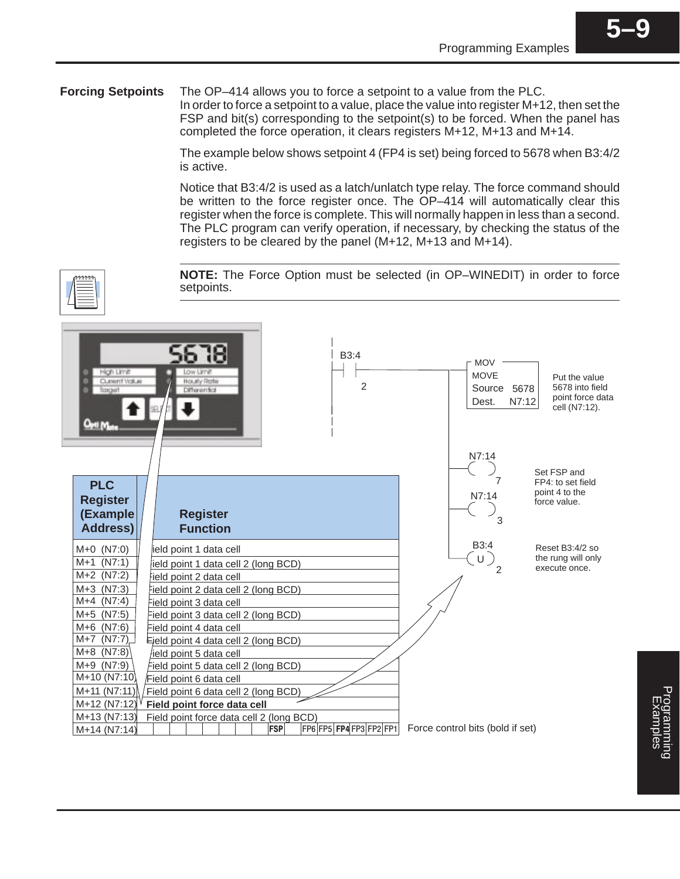## Forcing Setpoints

The OP–414 allows you to force a setpoint to a value from the PLC. In order to force a setpoint to a value, place the value into register M+12, then set the FSP and bit(s) corresponding to the setpoint(s) to be forced. When the panel has completed the force operation, it clears registers M+12, M+13 and M+14.

The example below shows setpoint 4 (FP4 is set) being forced to 5678 when B3:4/2 is active.

Notice that B3:4/2 is used as a latch/unlatch type relay. The force command should be written to the force register once. The OP–414 will automatically clear this register when the force is complete. This will normally happen in less than a second. The PLC program can verify operation, if necessary, by checking the status of the registers to be cleared by the panel (M+12, M+13 and M+14).

**NOTE:** The Force Option must be selected (in OP–WINEDIT) in order to force setpoints.

Ladder logic:

- B3:4 / 2 (contact) → MOV MOVE, Source 5678, Dest. N7:12 — Put the value 5678 into field point force data cell (N7:12).
- N7:14 / 7 (coil), N7:14 / 3 (coil) — Set FSP and FP4: to set field point 4 to the force value.
- B3:4 (U) / 2 — Reset B3:4/2 so the rung will only execute once.

| PLC Register (Example Address) | Register Function |
|---|---|
| M+0 (N7:0) | Field point 1 data cell |
| M+1 (N7:1) | Field point 1 data cell 2 (long BCD) |
| M+2 (N7:2) | Field point 2 data cell |
| M+3 (N7:3) | Field point 2 data cell 2 (long BCD) |
| M+4 (N7:4) | Field point 3 data cell |
| M+5 (N7:5) | Field point 3 data cell 2 (long BCD) |
| M+6 (N7:6) | Field point 4 data cell |
| M+7 (N7:7) | Field point 4 data cell 2 (long BCD) |
| M+8 (N7:8) | Field point 5 data cell |
| M+9 (N7:9) | Field point 5 data cell 2 (long BCD) |
| M+10 (N7:10) | Field point 6 data cell |
| M+11 (N7:11) | Field point 6 data cell 2 (long BCD) |
| M+12 (N7:12) | **Field point force data cell** |
| M+13 (N7:13) | Field point force data cell 2 (long BCD) |
| M+14 (N7:14) | **FSP** FP6 FP5 **FP4** FP3 FP2 FP1 |

Force control bits (bold if set)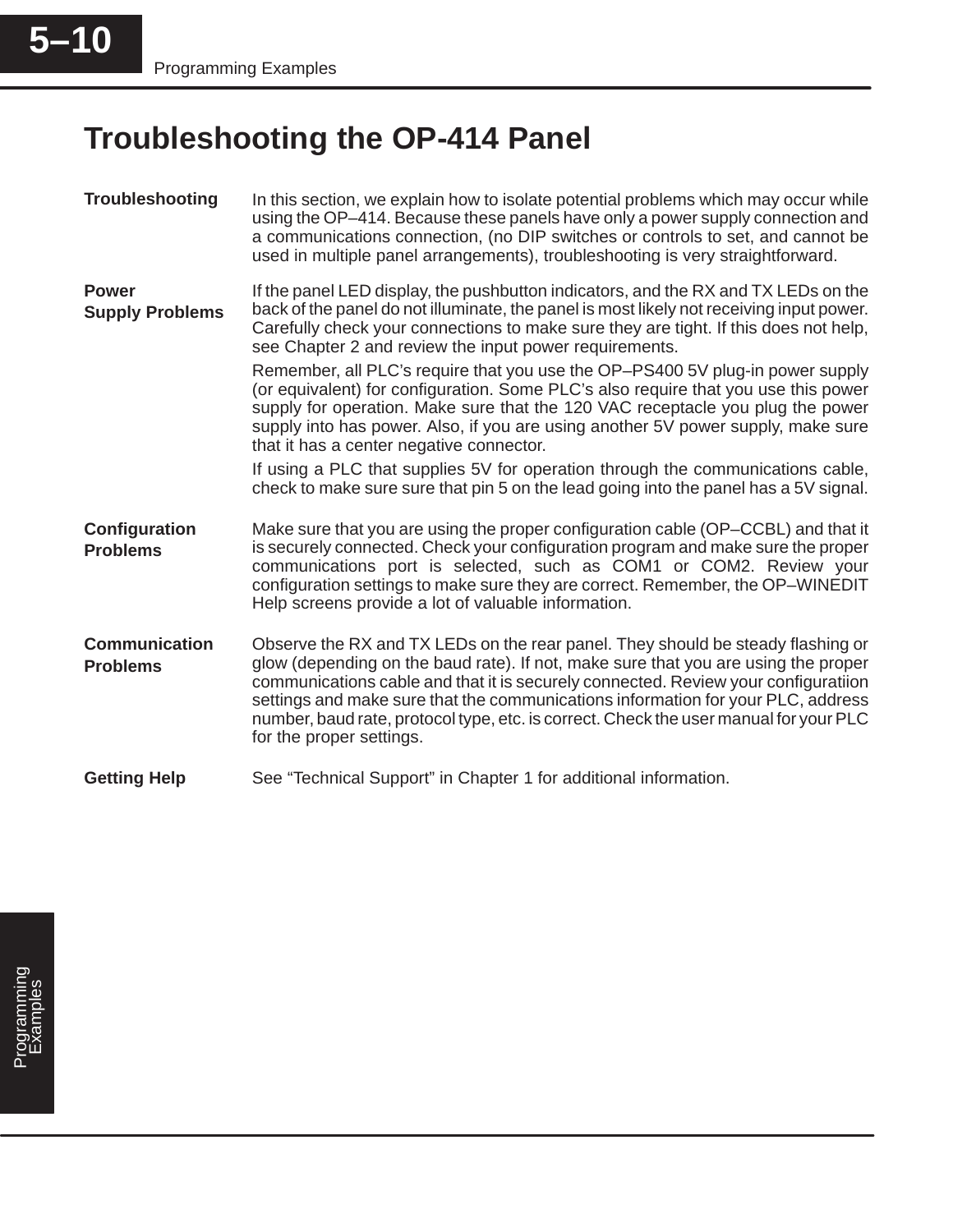# Troubleshooting the OP-414 Panel

**Troubleshooting**

In this section, we explain how to isolate potential problems which may occur while using the OP–414. Because these panels have only a power supply connection and a communications connection, (no DIP switches or controls to set, and cannot be used in multiple panel arrangements), troubleshooting is very straightforward.

**Power Supply Problems**

If the panel LED display, the pushbutton indicators, and the RX and TX LEDs on the back of the panel do not illuminate, the panel is most likely not receiving input power. Carefully check your connections to make sure they are tight. If this does not help, see Chapter 2 and review the input power requirements.

Remember, all PLC's require that you use the OP–PS400 5V plug-in power supply (or equivalent) for configuration. Some PLC's also require that you use this power supply for operation. Make sure that the 120 VAC receptacle you plug the power supply into has power. Also, if you are using another 5V power supply, make sure that it has a center negative connector.

If using a PLC that supplies 5V for operation through the communications cable, check to make sure sure that pin 5 on the lead going into the panel has a 5V signal.

**Configuration Problems**

Make sure that you are using the proper configuration cable (OP–CCBL) and that it is securely connected. Check your configuration program and make sure the proper communications port is selected, such as COM1 or COM2. Review your configuration settings to make sure they are correct. Remember, the OP–WINEDIT Help screens provide a lot of valuable information.

**Communication Problems**

Observe the RX and TX LEDs on the rear panel. They should be steady flashing or glow (depending on the baud rate). If not, make sure that you are using the proper communications cable and that it is securely connected. Review your configuratiion settings and make sure that the communications information for your PLC, address number, baud rate, protocol type, etc. is correct. Check the user manual for your PLC for the proper settings.

**Getting Help**

See “Technical Support” in Chapter 1 for additional information.